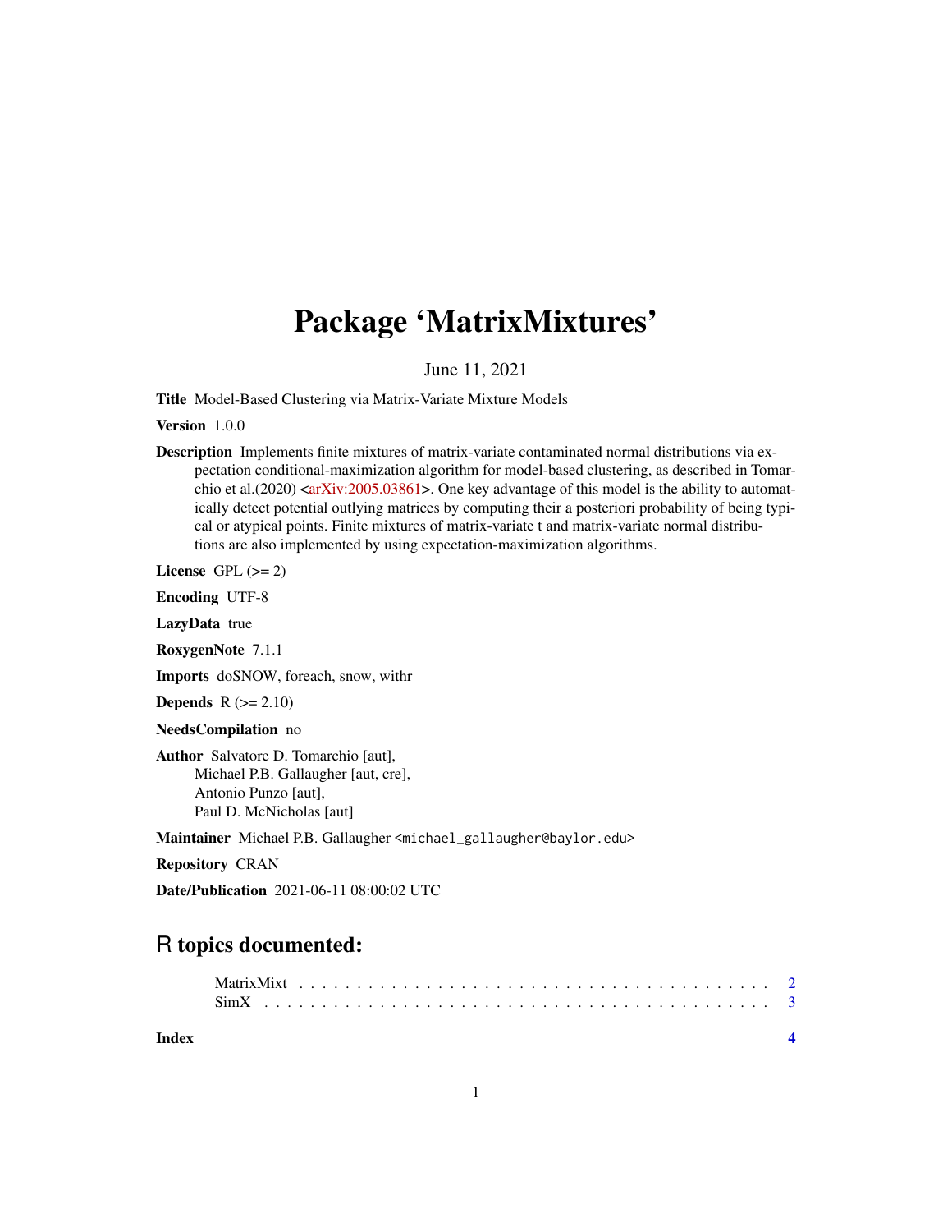# Package 'MatrixMixtures'

June 11, 2021

**Title** Model-Based Clustering via Matrix-Variate Mixture Models

**Version** 1.0.0

**Description** Implements finite mixtures of matrix-variate contaminated normal distributions via expectation conditional-maximization algorithm for model-based clustering, as described in Tomarchio et al.(2020) <arXiv:2005.03861>. One key advantage of this model is the ability to automatically detect potential outlying matrices by computing their a posteriori probability of being typical or atypical points. Finite mixtures of matrix-variate t and matrix-variate normal distributions are also implemented by using expectation-maximization algorithms.

**License** GPL (>= 2)

**Encoding** UTF-8

**LazyData** true

**RoxygenNote** 7.1.1

**Imports** doSNOW, foreach, snow, withr

**Depends** R (>= 2.10)

**NeedsCompilation** no

**Author** Salvatore D. Tomarchio [aut],
Michael P.B. Gallaugher [aut, cre],
Antonio Punzo [aut],
Paul D. McNicholas [aut]

**Maintainer** Michael P.B. Gallaugher <michael_gallaugher@baylor.edu>

**Repository** CRAN

**Date/Publication** 2021-06-11 08:00:02 UTC

## R topics documented:

- MatrixMixt . . . . . . . . . . . . . . . . . . . . . . . . . . . . . . . . . . . . . . . . 2
- SimX . . . . . . . . . . . . . . . . . . . . . . . . . . . . . . . . . . . . . . . . . . . . 3

**Index** **4**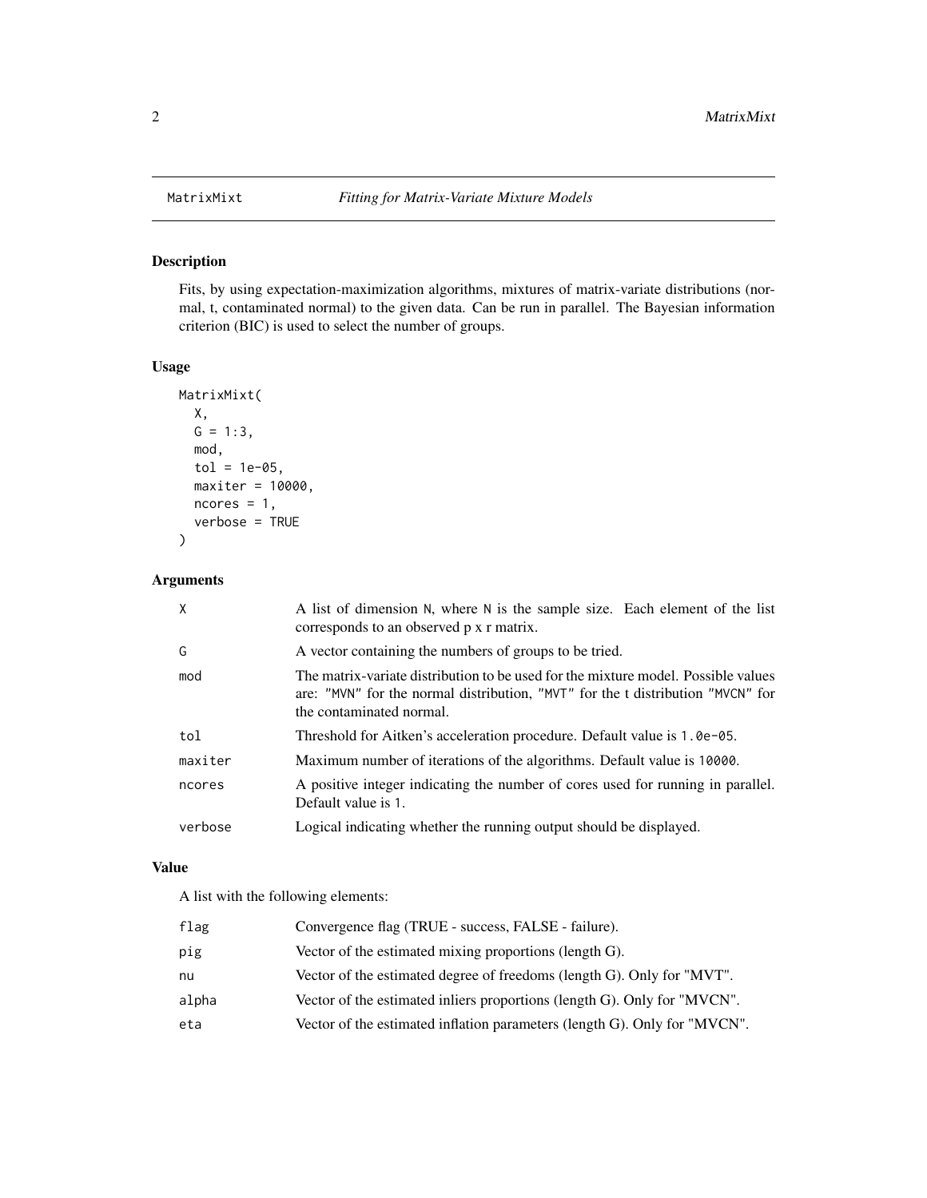## MatrixMixt — *Fitting for Matrix-Variate Mixture Models*

### Description

Fits, by using expectation-maximization algorithms, mixtures of matrix-variate distributions (normal, t, contaminated normal) to the given data. Can be run in parallel. The Bayesian information criterion (BIC) is used to select the number of groups.

### Usage

```
MatrixMixt(
  X,
  G = 1:3,
  mod,
  tol = 1e-05,
  maxiter = 10000,
  ncores = 1,
  verbose = TRUE
)
```

### Arguments

| | |
|---|---|
| X | A list of dimension N, where N is the sample size. Each element of the list corresponds to an observed p x r matrix. |
| G | A vector containing the numbers of groups to be tried. |
| mod | The matrix-variate distribution to be used for the mixture model. Possible values are: "MVN" for the normal distribution, "MVT" for the t distribution "MVCN" for the contaminated normal. |
| tol | Threshold for Aitken's acceleration procedure. Default value is 1.0e-05. |
| maxiter | Maximum number of iterations of the algorithms. Default value is 10000. |
| ncores | A positive integer indicating the number of cores used for running in parallel. Default value is 1. |
| verbose | Logical indicating whether the running output should be displayed. |

### Value

A list with the following elements:

| | |
|---|---|
| flag | Convergence flag (TRUE - success, FALSE - failure). |
| pig | Vector of the estimated mixing proportions (length G). |
| nu | Vector of the estimated degree of freedoms (length G). Only for "MVT". |
| alpha | Vector of the estimated inliers proportions (length G). Only for "MVCN". |
| eta | Vector of the estimated inflation parameters (length G). Only for "MVCN". |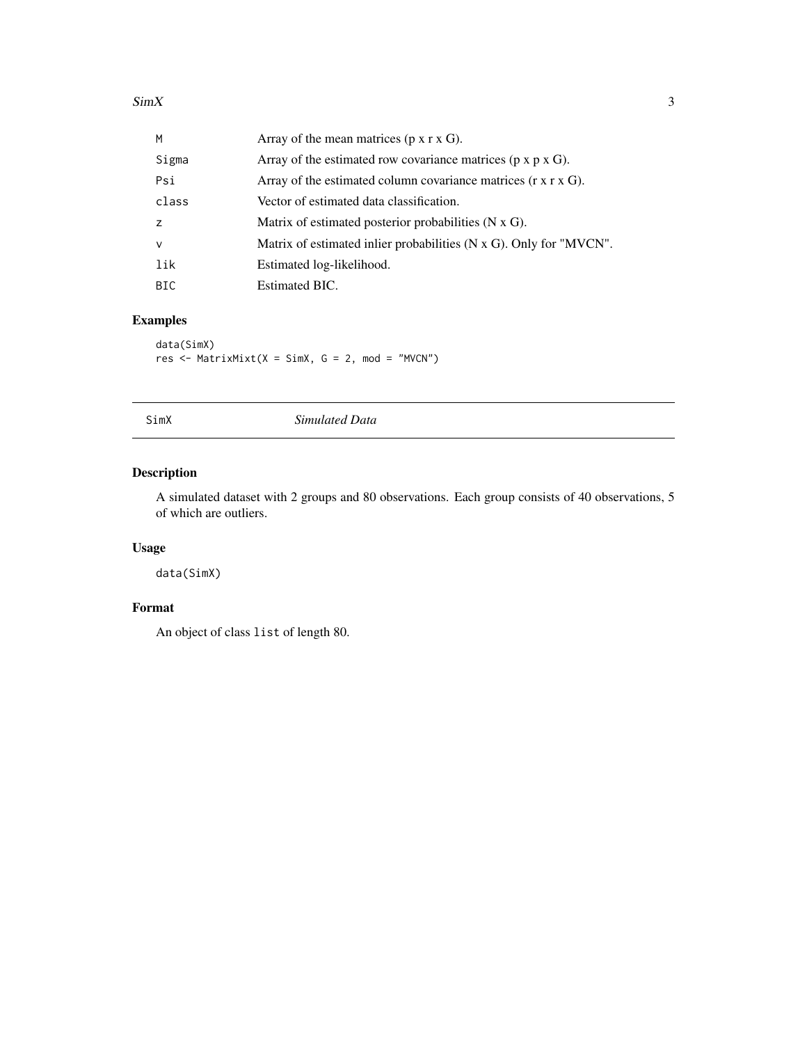| | |
|---|---|
| M | Array of the mean matrices (p x r x G). |
| Sigma | Array of the estimated row covariance matrices (p x p x G). |
| Psi | Array of the estimated column covariance matrices (r x r x G). |
| class | Vector of estimated data classification. |
| z | Matrix of estimated posterior probabilities (N x G). |
| v | Matrix of estimated inlier probabilities (N x G). Only for "MVCN". |
| lik | Estimated log-likelihood. |
| BIC | Estimated BIC. |

## Examples

```
data(SimX)
res <- MatrixMixt(X = SimX, G = 2, mod = "MVCN")
```

---

SimX &nbsp;&nbsp;&nbsp;&nbsp;&nbsp;&nbsp;&nbsp;&nbsp; *Simulated Data*

---

## Description

A simulated dataset with 2 groups and 80 observations. Each group consists of 40 observations, 5 of which are outliers.

## Usage

```
data(SimX)
```

## Format

An object of class `list` of length 80.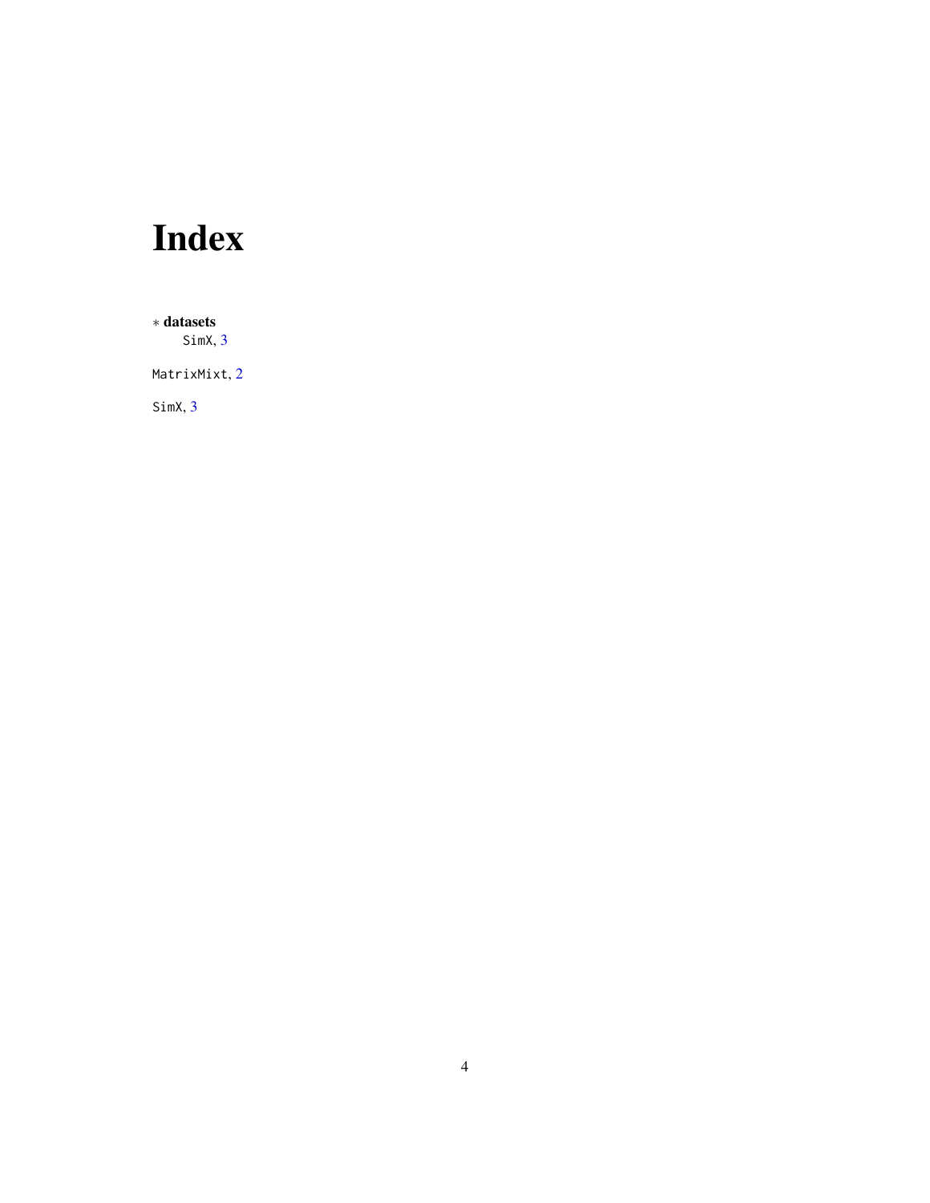# Index

∗ **datasets**
    SimX, 3

MatrixMixt, 2

SimX, 3